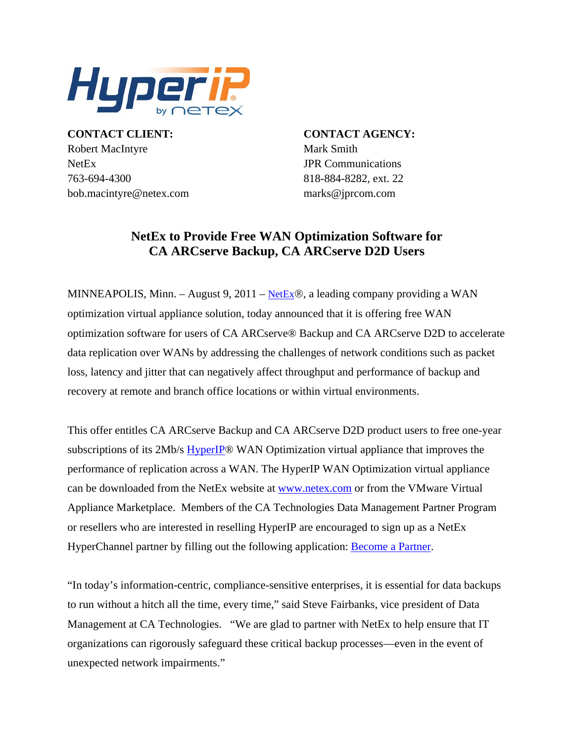HyperIP® by NetEx

**CONTACT CLIENT:**
Robert MacIntyre
NetEx
763-694-4300
bob.macintyre@netex.com

**CONTACT AGENCY:**
Mark Smith
JPR Communications
818-884-8282, ext. 22
marks@jprcom.com

# NetEx to Provide Free WAN Optimization Software for CA ARCserve Backup, CA ARCserve D2D Users

MINNEAPOLIS, Minn. – August 9, 2011 – NetEx®, a leading company providing a WAN optimization virtual appliance solution, today announced that it is offering free WAN optimization software for users of CA ARCserve® Backup and CA ARCserve D2D to accelerate data replication over WANs by addressing the challenges of network conditions such as packet loss, latency and jitter that can negatively affect throughput and performance of backup and recovery at remote and branch office locations or within virtual environments.

This offer entitles CA ARCserve Backup and CA ARCserve D2D product users to free one-year subscriptions of its 2Mb/s HyperIP® WAN Optimization virtual appliance that improves the performance of replication across a WAN. The HyperIP WAN Optimization virtual appliance can be downloaded from the NetEx website at www.netex.com or from the VMware Virtual Appliance Marketplace. Members of the CA Technologies Data Management Partner Program or resellers who are interested in reselling HyperIP are encouraged to sign up as a NetEx HyperChannel partner by filling out the following application: Become a Partner.

"In today's information-centric, compliance-sensitive enterprises, it is essential for data backups to run without a hitch all the time, every time," said Steve Fairbanks, vice president of Data Management at CA Technologies. "We are glad to partner with NetEx to help ensure that IT organizations can rigorously safeguard these critical backup processes—even in the event of unexpected network impairments."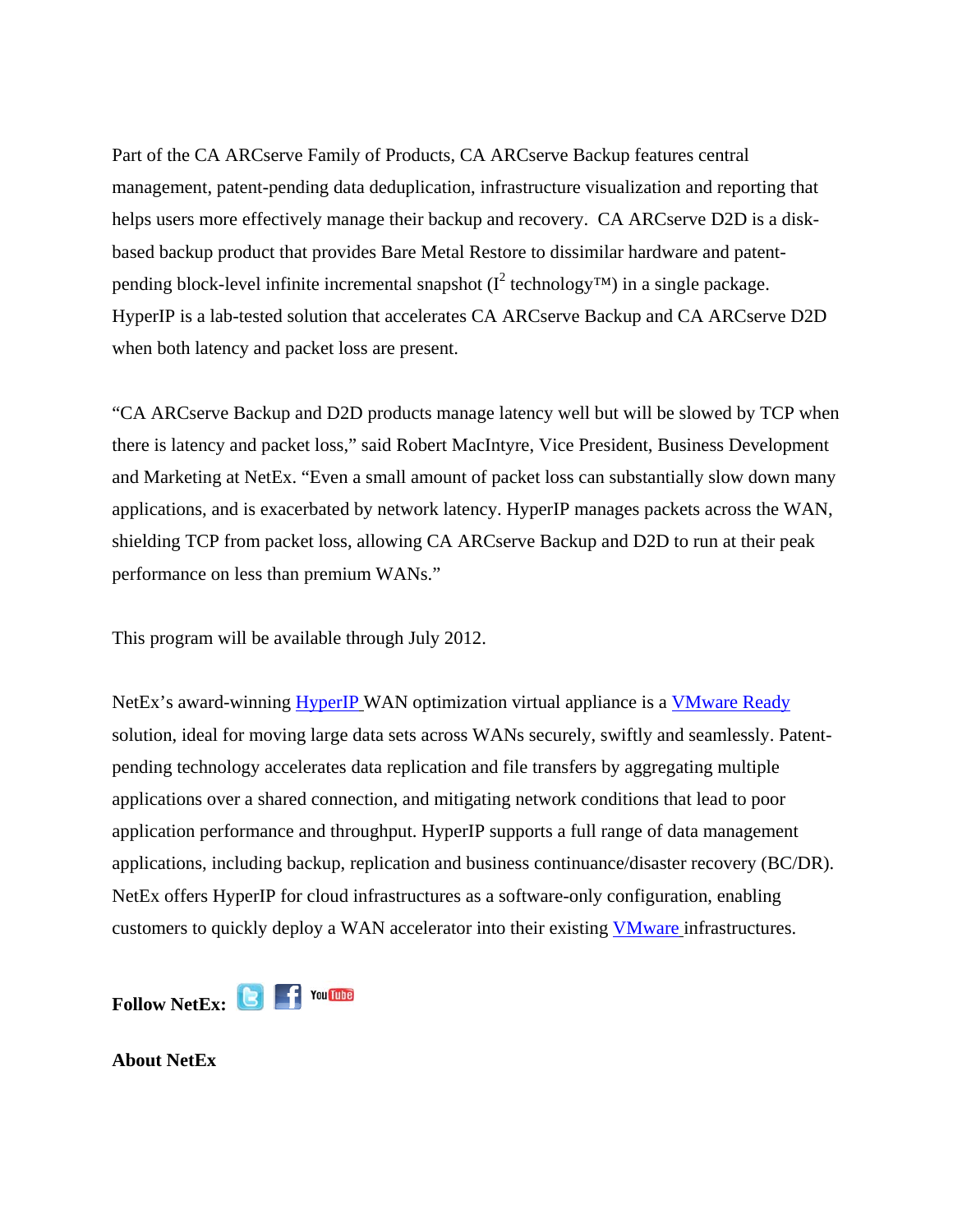Part of the CA ARCserve Family of Products, CA ARCserve Backup features central management, patent-pending data deduplication, infrastructure visualization and reporting that helps users more effectively manage their backup and recovery. CA ARCserve D2D is a disk-based backup product that provides Bare Metal Restore to dissimilar hardware and patent-pending block-level infinite incremental snapshot ($I^2$ technology™) in a single package. HyperIP is a lab-tested solution that accelerates CA ARCserve Backup and CA ARCserve D2D when both latency and packet loss are present.

"CA ARCserve Backup and D2D products manage latency well but will be slowed by TCP when there is latency and packet loss," said Robert MacIntyre, Vice President, Business Development and Marketing at NetEx. "Even a small amount of packet loss can substantially slow down many applications, and is exacerbated by network latency. HyperIP manages packets across the WAN, shielding TCP from packet loss, allowing CA ARCserve Backup and D2D to run at their peak performance on less than premium WANs."

This program will be available through July 2012.

NetEx's award-winning HyperIP WAN optimization virtual appliance is a VMware Ready solution, ideal for moving large data sets across WANs securely, swiftly and seamlessly. Patent-pending technology accelerates data replication and file transfers by aggregating multiple applications over a shared connection, and mitigating network conditions that lead to poor application performance and throughput. HyperIP supports a full range of data management applications, including backup, replication and business continuance/disaster recovery (BC/DR). NetEx offers HyperIP for cloud infrastructures as a software-only configuration, enabling customers to quickly deploy a WAN accelerator into their existing VMware infrastructures.

**Follow NetEx:**

**About NetEx**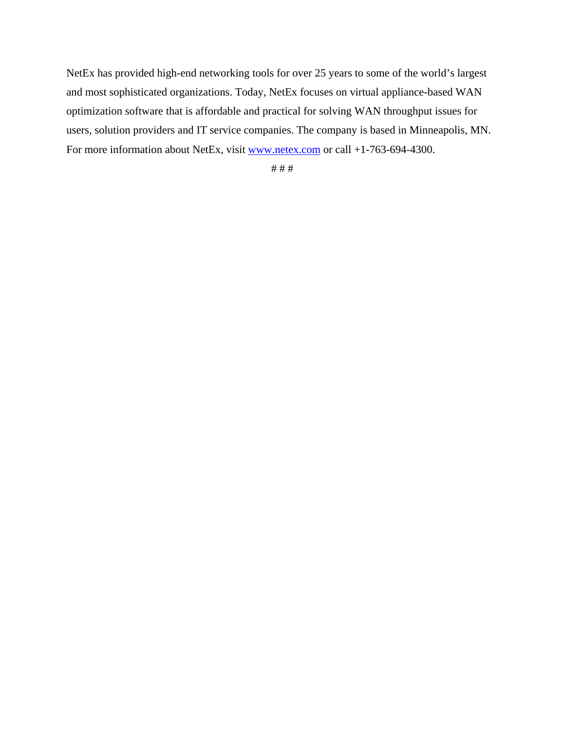NetEx has provided high-end networking tools for over 25 years to some of the world's largest and most sophisticated organizations. Today, NetEx focuses on virtual appliance-based WAN optimization software that is affordable and practical for solving WAN throughput issues for users, solution providers and IT service companies. The company is based in Minneapolis, MN. For more information about NetEx, visit [www.netex.com](http://www.netex.com) or call +1-763-694-4300.

# # #